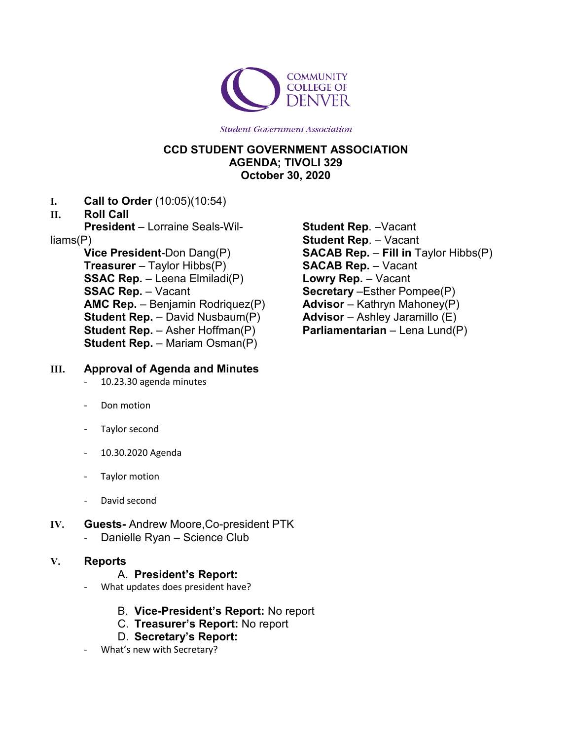COMMUNITY COLLEGE OF DENVER

*Student Government Association*

**CCD STUDENT GOVERNMENT ASSOCIATION**
**AGENDA; TIVOLI 329**
**October 30, 2020**

**I. Call to Order** (10:05)(10:54)

**II. Roll Call**

**President** – Lorraine Seals-Williams(P)
**Vice President**-Don Dang(P)
**Treasurer** – Taylor Hibbs(P)
**SSAC Rep.** – Leena Elmiladi(P)
**SSAC Rep.** – Vacant
**AMC Rep.** – Benjamin Rodriquez(P)
**Student Rep.** – David Nusbaum(P)
**Student Rep.** – Asher Hoffman(P)
**Student Rep.** – Mariam Osman(P)
**Student Rep**. –Vacant
**Student Rep**. – Vacant
**SACAB Rep.** – **Fill in** Taylor Hibbs(P)
**SACAB Rep.** – Vacant
**Lowry Rep.** – Vacant
**Secretary** –Esther Pompee(P)
**Advisor** – Kathryn Mahoney(P)
**Advisor** – Ashley Jaramillo (E)
**Parliamentarian** – Lena Lund(P)

**III. Approval of Agenda and Minutes**

- 10.23.30 agenda minutes
- Don motion
- Taylor second
- 10.30.2020 Agenda
- Taylor motion
- David second

**IV. Guests-** Andrew Moore,Co-president PTK

- Danielle Ryan – Science Club

**V. Reports**

A. **President's Report:**

- What updates does president have?

B. **Vice-President's Report:** No report

C. **Treasurer's Report:** No report

D. **Secretary's Report:**

- What's new with Secretary?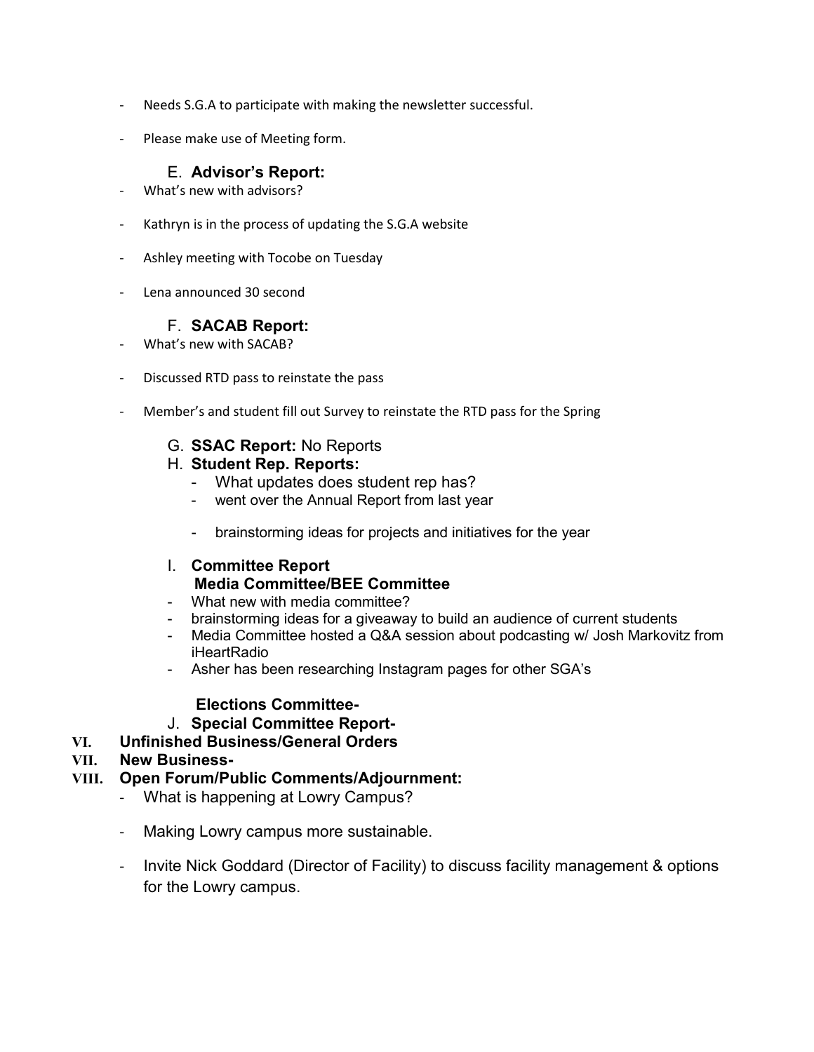- Needs S.G.A to participate with making the newsletter successful.
- Please make use of Meeting form.

E. **Advisor's Report:**

- What's new with advisors?
- Kathryn is in the process of updating the S.G.A website
- Ashley meeting with Tocobe on Tuesday
- Lena announced 30 second

F. **SACAB Report:**

- What's new with SACAB?
- Discussed RTD pass to reinstate the pass
- Member's and student fill out Survey to reinstate the RTD pass for the Spring

G. **SSAC Report:** No Reports

H. **Student Rep. Reports:**

- What updates does student rep has?
- went over the Annual Report from last year
- brainstorming ideas for projects and initiatives for the year

I. **Committee Report**

**Media Committee/BEE Committee**

- What new with media committee?
- brainstorming ideas for a giveaway to build an audience of current students
- Media Committee hosted a Q&A session about podcasting w/ Josh Markovitz from iHeartRadio
- Asher has been researching Instagram pages for other SGA's

**Elections Committee-**

J. **Special Committee Report-**

**VI. Unfinished Business/General Orders**

**VII. New Business-**

**VIII. Open Forum/Public Comments/Adjournment:**

- What is happening at Lowry Campus?
- Making Lowry campus more sustainable.
- Invite Nick Goddard (Director of Facility) to discuss facility management & options for the Lowry campus.